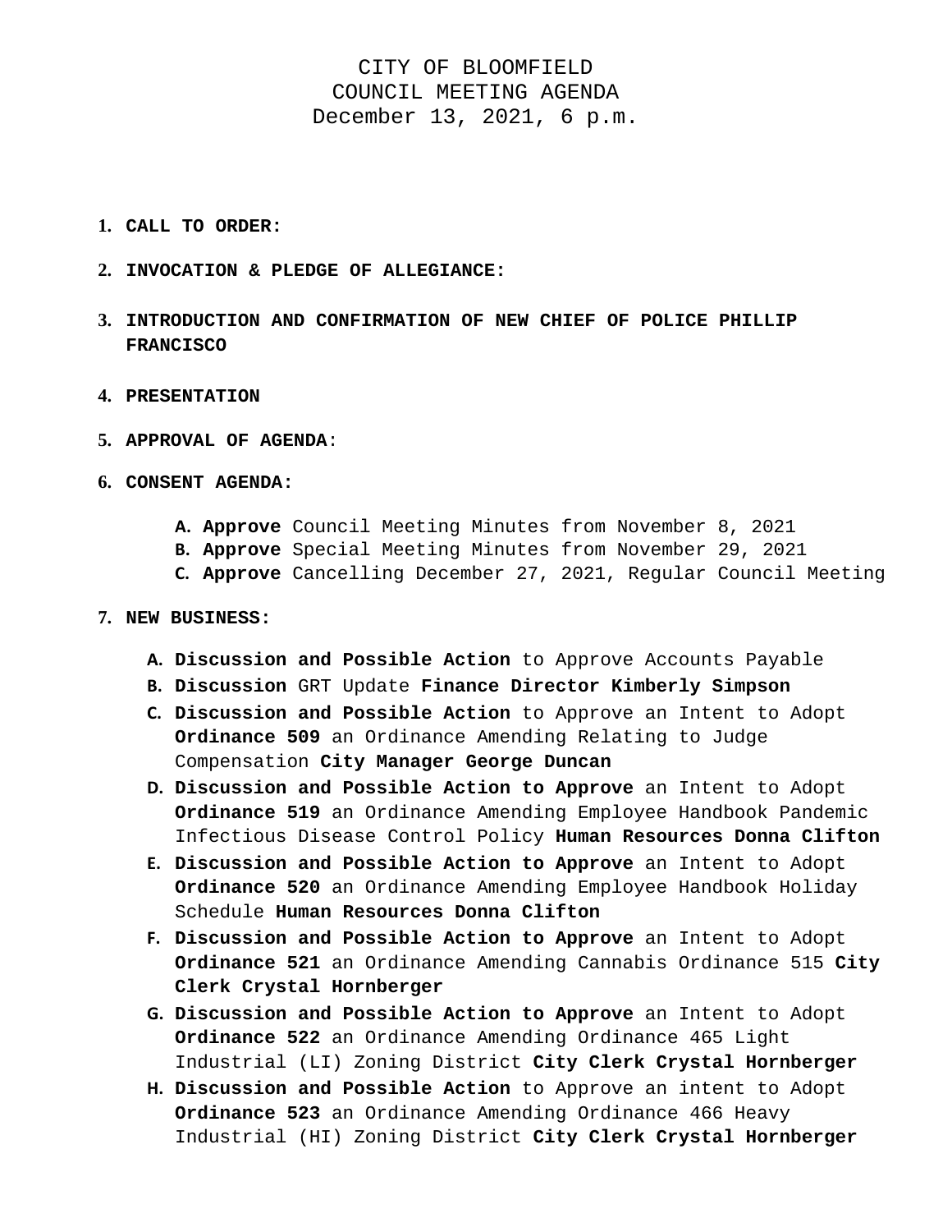# CITY OF BLOOMFIELD
## COUNCIL MEETING AGENDA
December 13, 2021, 6 p.m.

1. **CALL TO ORDER:**

2. **INVOCATION & PLEDGE OF ALLEGIANCE:**

3. **INTRODUCTION AND CONFIRMATION OF NEW CHIEF OF POLICE PHILLIP FRANCISCO**

4. **PRESENTATION**

5. **APPROVAL OF AGENDA**:

6. **CONSENT AGENDA:**

   A. **Approve** Council Meeting Minutes from November 8, 2021
   B. **Approve** Special Meeting Minutes from November 29, 2021
   C. **Approve** Cancelling December 27, 2021, Regular Council Meeting

7. **NEW BUSINESS:**

   A. **Discussion and Possible Action** to Approve Accounts Payable
   B. **Discussion** GRT Update **Finance Director Kimberly Simpson**
   C. **Discussion and Possible Action** to Approve an Intent to Adopt **Ordinance 509** an Ordinance Amending Relating to Judge Compensation **City Manager George Duncan**
   D. **Discussion and Possible Action to Approve** an Intent to Adopt **Ordinance 519** an Ordinance Amending Employee Handbook Pandemic Infectious Disease Control Policy **Human Resources Donna Clifton**
   E. **Discussion and Possible Action to Approve** an Intent to Adopt **Ordinance 520** an Ordinance Amending Employee Handbook Holiday Schedule **Human Resources Donna Clifton**
   F. **Discussion and Possible Action to Approve** an Intent to Adopt **Ordinance 521** an Ordinance Amending Cannabis Ordinance 515 **City Clerk Crystal Hornberger**
   G. **Discussion and Possible Action to Approve** an Intent to Adopt **Ordinance 522** an Ordinance Amending Ordinance 465 Light Industrial (LI) Zoning District **City Clerk Crystal Hornberger**
   H. **Discussion and Possible Action** to Approve an intent to Adopt **Ordinance 523** an Ordinance Amending Ordinance 466 Heavy Industrial (HI) Zoning District **City Clerk Crystal Hornberger**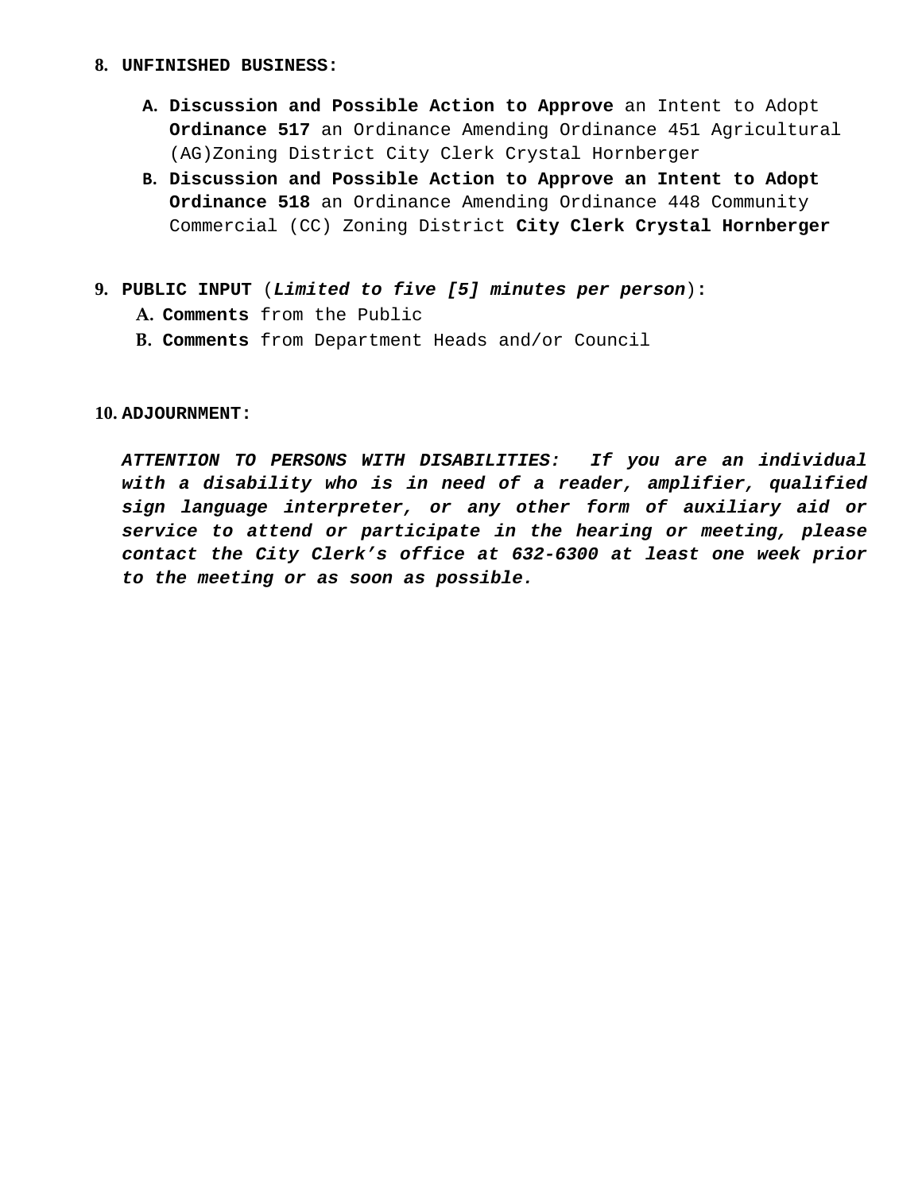8. **UNFINISHED BUSINESS:**

   A. **Discussion and Possible Action to Approve** an Intent to Adopt **Ordinance 517** an Ordinance Amending Ordinance 451 Agricultural (AG)Zoning District City Clerk Crystal Hornberger

   B. **Discussion and Possible Action to Approve an Intent to Adopt Ordinance 518** an Ordinance Amending Ordinance 448 Community Commercial (CC) Zoning District **City Clerk Crystal Hornberger**

9. **PUBLIC INPUT** (***Limited to five [5] minutes per person***)**:**

   A. **Comments** from the Public

   B. **Comments** from Department Heads and/or Council

10. **ADJOURNMENT:**

***ATTENTION TO PERSONS WITH DISABILITIES: If you are an individual with a disability who is in need of a reader, amplifier, qualified sign language interpreter, or any other form of auxiliary aid or service to attend or participate in the hearing or meeting, please contact the City Clerk's office at 632-6300 at least one week prior to the meeting or as soon as possible.***